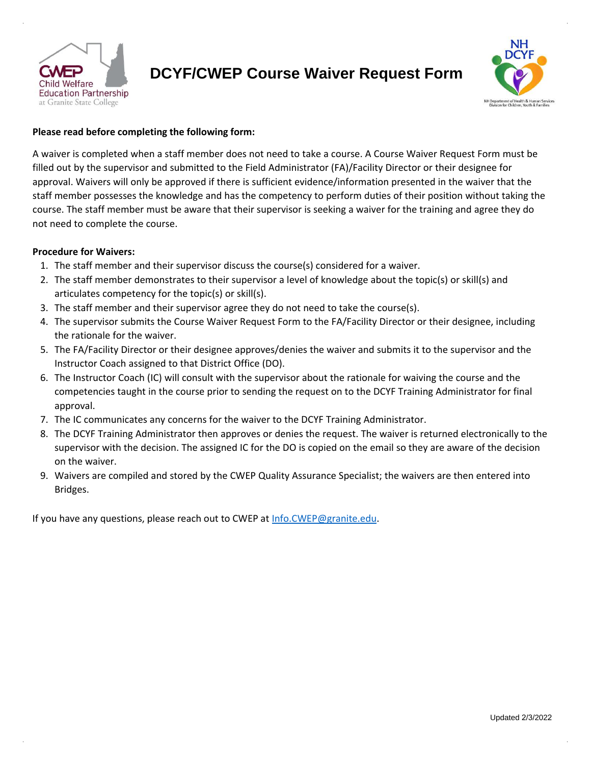# DCYF/CWEP Course Waiver Request Form

**Please read before completing the following form:**

A waiver is completed when a staff member does not need to take a course. A Course Waiver Request Form must be filled out by the supervisor and submitted to the Field Administrator (FA)/Facility Director or their designee for approval. Waivers will only be approved if there is sufficient evidence/information presented in the waiver that the staff member possesses the knowledge and has the competency to perform duties of their position without taking the course. The staff member must be aware that their supervisor is seeking a waiver for the training and agree they do not need to complete the course.

**Procedure for Waivers:**

1. The staff member and their supervisor discuss the course(s) considered for a waiver.
2. The staff member demonstrates to their supervisor a level of knowledge about the topic(s) or skill(s) and articulates competency for the topic(s) or skill(s).
3. The staff member and their supervisor agree they do not need to take the course(s).
4. The supervisor submits the Course Waiver Request Form to the FA/Facility Director or their designee, including the rationale for the waiver.
5. The FA/Facility Director or their designee approves/denies the waiver and submits it to the supervisor and the Instructor Coach assigned to that District Office (DO).
6. The Instructor Coach (IC) will consult with the supervisor about the rationale for waiving the course and the competencies taught in the course prior to sending the request on to the DCYF Training Administrator for final approval.
7. The IC communicates any concerns for the waiver to the DCYF Training Administrator.
8. The DCYF Training Administrator then approves or denies the request. The waiver is returned electronically to the supervisor with the decision. The assigned IC for the DO is copied on the email so they are aware of the decision on the waiver.
9. Waivers are compiled and stored by the CWEP Quality Assurance Specialist; the waivers are then entered into Bridges.

If you have any questions, please reach out to CWEP at Info.CWEP@granite.edu.

Updated 2/3/2022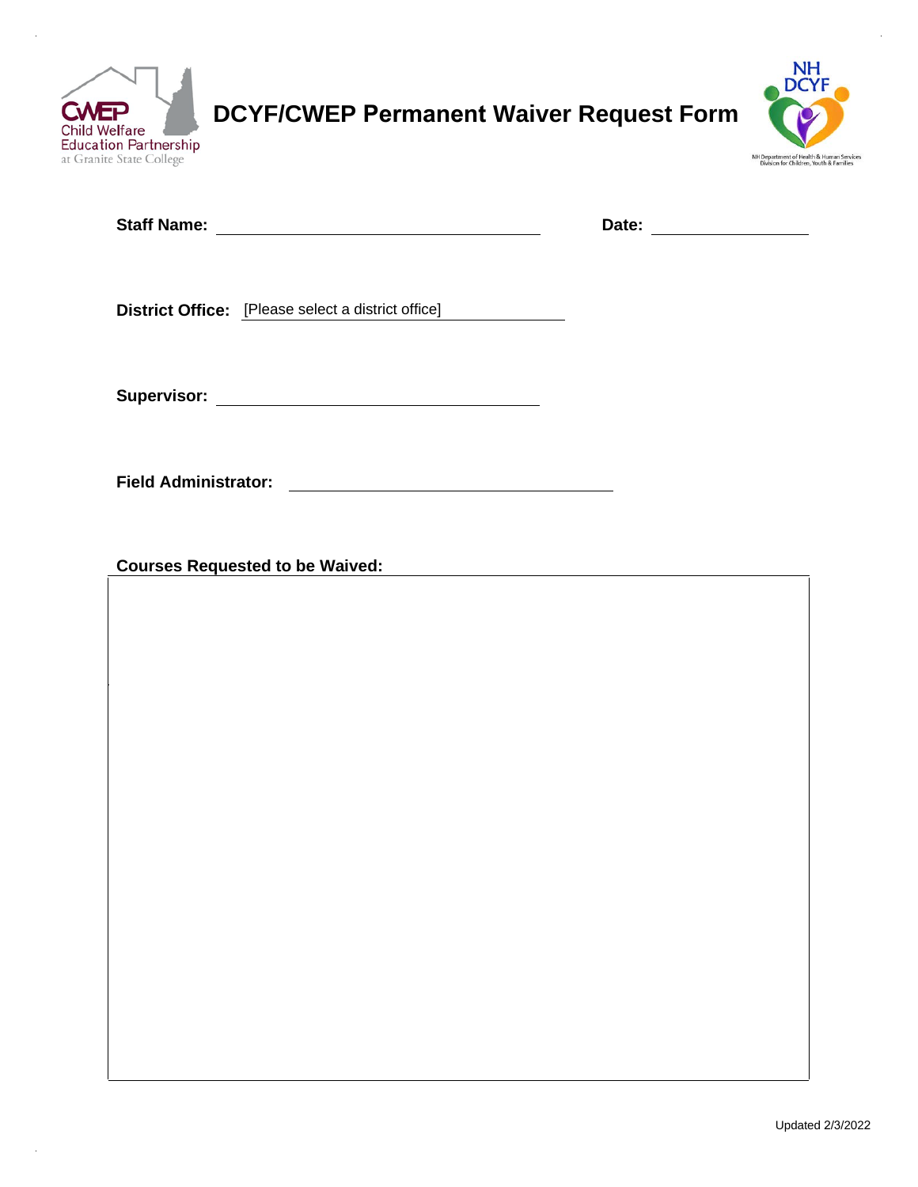# DCYF/CWEP Permanent Waiver Request Form

**Staff Name:** ______________________ **Date:** ______________

**District Office:** [Please select a district office]

**Supervisor:** ______________________

**Field Administrator:** ______________________

**Courses Requested to be Waived:**

Updated 2/3/2022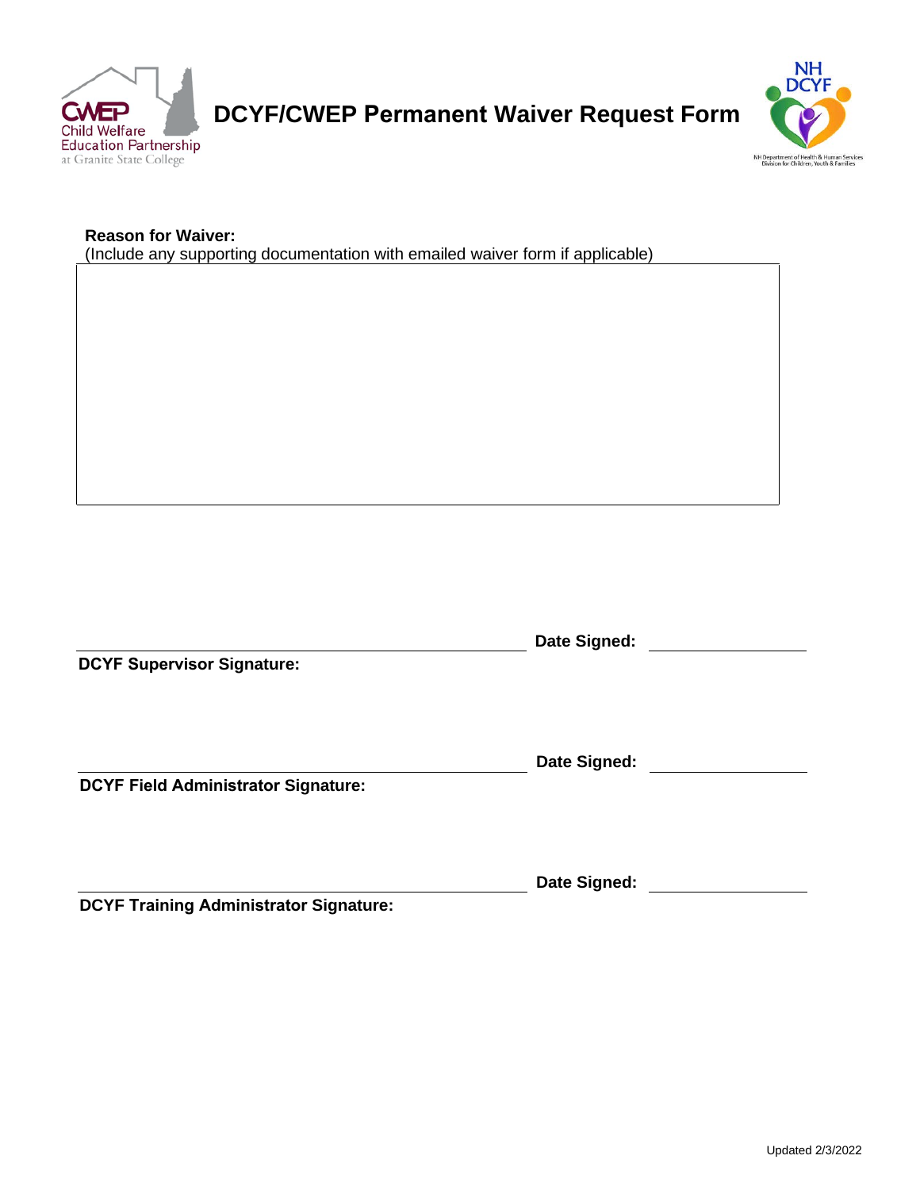# DCYF/CWEP Permanent Waiver Request Form

**Reason for Waiver:**
(Include any supporting documentation with emailed waiver form if applicable)

**DCYF Supervisor Signature:** ______________________ **Date Signed:** ____________

**DCYF Field Administrator Signature:** ______________________ **Date Signed:** ____________

**DCYF Training Administrator Signature:** ______________________ **Date Signed:** ____________

Updated 2/3/2022